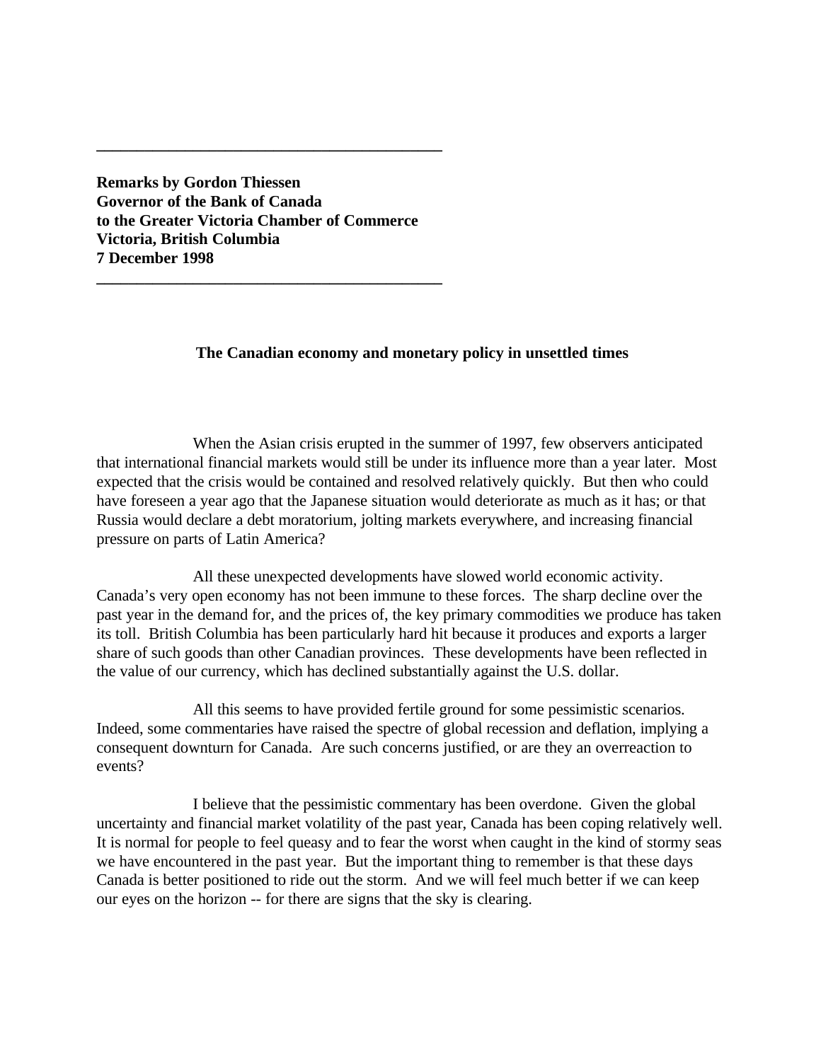---

**Remarks by Gordon Thiessen**
**Governor of the Bank of Canada**
**to the Greater Victoria Chamber of Commerce**
**Victoria, British Columbia**
**7 December 1998**

---

## The Canadian economy and monetary policy in unsettled times

When the Asian crisis erupted in the summer of 1997, few observers anticipated that international financial markets would still be under its influence more than a year later. Most expected that the crisis would be contained and resolved relatively quickly. But then who could have foreseen a year ago that the Japanese situation would deteriorate as much as it has; or that Russia would declare a debt moratorium, jolting markets everywhere, and increasing financial pressure on parts of Latin America?

All these unexpected developments have slowed world economic activity. Canada's very open economy has not been immune to these forces. The sharp decline over the past year in the demand for, and the prices of, the key primary commodities we produce has taken its toll. British Columbia has been particularly hard hit because it produces and exports a larger share of such goods than other Canadian provinces. These developments have been reflected in the value of our currency, which has declined substantially against the U.S. dollar.

All this seems to have provided fertile ground for some pessimistic scenarios. Indeed, some commentaries have raised the spectre of global recession and deflation, implying a consequent downturn for Canada. Are such concerns justified, or are they an overreaction to events?

I believe that the pessimistic commentary has been overdone. Given the global uncertainty and financial market volatility of the past year, Canada has been coping relatively well. It is normal for people to feel queasy and to fear the worst when caught in the kind of stormy seas we have encountered in the past year. But the important thing to remember is that these days Canada is better positioned to ride out the storm. And we will feel much better if we can keep our eyes on the horizon -- for there are signs that the sky is clearing.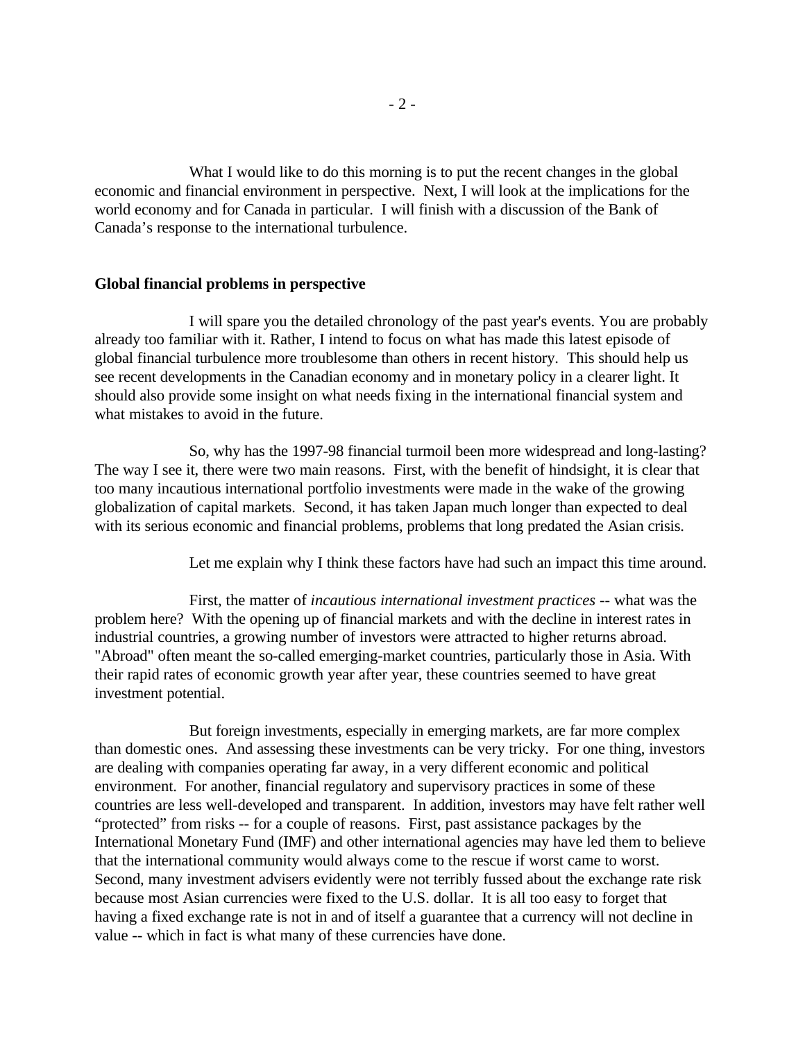What I would like to do this morning is to put the recent changes in the global economic and financial environment in perspective. Next, I will look at the implications for the world economy and for Canada in particular. I will finish with a discussion of the Bank of Canada's response to the international turbulence.

**Global financial problems in perspective**

I will spare you the detailed chronology of the past year's events. You are probably already too familiar with it. Rather, I intend to focus on what has made this latest episode of global financial turbulence more troublesome than others in recent history. This should help us see recent developments in the Canadian economy and in monetary policy in a clearer light. It should also provide some insight on what needs fixing in the international financial system and what mistakes to avoid in the future.

So, why has the 1997-98 financial turmoil been more widespread and long-lasting? The way I see it, there were two main reasons. First, with the benefit of hindsight, it is clear that too many incautious international portfolio investments were made in the wake of the growing globalization of capital markets. Second, it has taken Japan much longer than expected to deal with its serious economic and financial problems, problems that long predated the Asian crisis.

Let me explain why I think these factors have had such an impact this time around.

First, the matter of *incautious international investment practices* -- what was the problem here? With the opening up of financial markets and with the decline in interest rates in industrial countries, a growing number of investors were attracted to higher returns abroad. "Abroad" often meant the so-called emerging-market countries, particularly those in Asia. With their rapid rates of economic growth year after year, these countries seemed to have great investment potential.

But foreign investments, especially in emerging markets, are far more complex than domestic ones. And assessing these investments can be very tricky. For one thing, investors are dealing with companies operating far away, in a very different economic and political environment. For another, financial regulatory and supervisory practices in some of these countries are less well-developed and transparent. In addition, investors may have felt rather well "protected" from risks -- for a couple of reasons. First, past assistance packages by the International Monetary Fund (IMF) and other international agencies may have led them to believe that the international community would always come to the rescue if worst came to worst. Second, many investment advisers evidently were not terribly fussed about the exchange rate risk because most Asian currencies were fixed to the U.S. dollar. It is all too easy to forget that having a fixed exchange rate is not in and of itself a guarantee that a currency will not decline in value -- which in fact is what many of these currencies have done.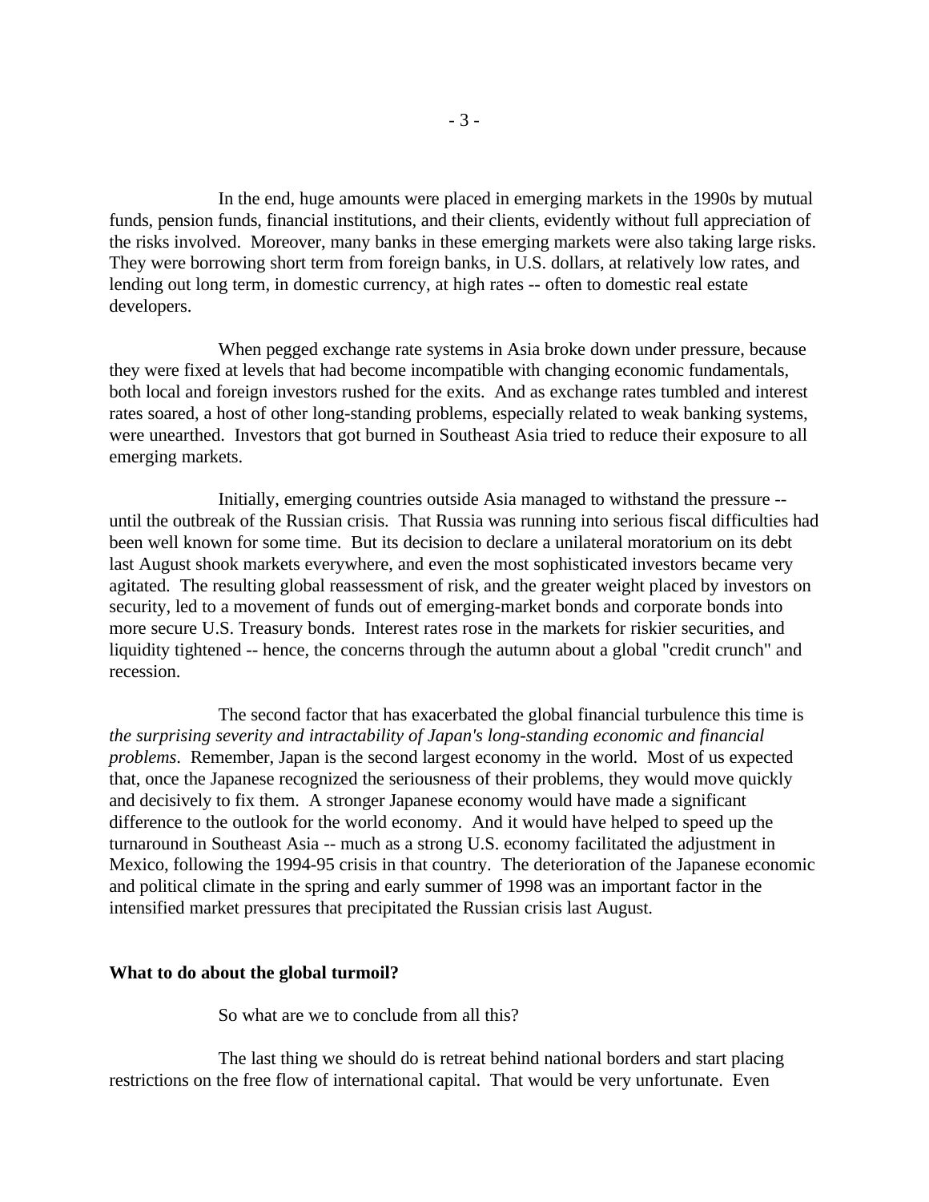In the end, huge amounts were placed in emerging markets in the 1990s by mutual funds, pension funds, financial institutions, and their clients, evidently without full appreciation of the risks involved. Moreover, many banks in these emerging markets were also taking large risks. They were borrowing short term from foreign banks, in U.S. dollars, at relatively low rates, and lending out long term, in domestic currency, at high rates -- often to domestic real estate developers.

When pegged exchange rate systems in Asia broke down under pressure, because they were fixed at levels that had become incompatible with changing economic fundamentals, both local and foreign investors rushed for the exits. And as exchange rates tumbled and interest rates soared, a host of other long-standing problems, especially related to weak banking systems, were unearthed. Investors that got burned in Southeast Asia tried to reduce their exposure to all emerging markets.

Initially, emerging countries outside Asia managed to withstand the pressure -- until the outbreak of the Russian crisis. That Russia was running into serious fiscal difficulties had been well known for some time. But its decision to declare a unilateral moratorium on its debt last August shook markets everywhere, and even the most sophisticated investors became very agitated. The resulting global reassessment of risk, and the greater weight placed by investors on security, led to a movement of funds out of emerging-market bonds and corporate bonds into more secure U.S. Treasury bonds. Interest rates rose in the markets for riskier securities, and liquidity tightened -- hence, the concerns through the autumn about a global "credit crunch" and recession.

The second factor that has exacerbated the global financial turbulence this time is *the surprising severity and intractability of Japan's long-standing economic and financial problems*. Remember, Japan is the second largest economy in the world. Most of us expected that, once the Japanese recognized the seriousness of their problems, they would move quickly and decisively to fix them. A stronger Japanese economy would have made a significant difference to the outlook for the world economy. And it would have helped to speed up the turnaround in Southeast Asia -- much as a strong U.S. economy facilitated the adjustment in Mexico, following the 1994-95 crisis in that country. The deterioration of the Japanese economic and political climate in the spring and early summer of 1998 was an important factor in the intensified market pressures that precipitated the Russian crisis last August.

**What to do about the global turmoil?**

So what are we to conclude from all this?

The last thing we should do is retreat behind national borders and start placing restrictions on the free flow of international capital. That would be very unfortunate. Even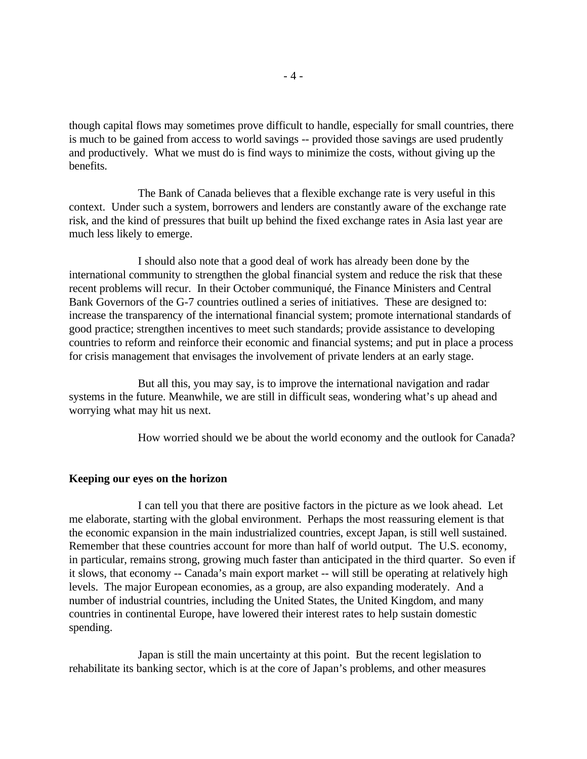though capital flows may sometimes prove difficult to handle, especially for small countries, there is much to be gained from access to world savings -- provided those savings are used prudently and productively. What we must do is find ways to minimize the costs, without giving up the benefits.

The Bank of Canada believes that a flexible exchange rate is very useful in this context. Under such a system, borrowers and lenders are constantly aware of the exchange rate risk, and the kind of pressures that built up behind the fixed exchange rates in Asia last year are much less likely to emerge.

I should also note that a good deal of work has already been done by the international community to strengthen the global financial system and reduce the risk that these recent problems will recur. In their October communiqué, the Finance Ministers and Central Bank Governors of the G-7 countries outlined a series of initiatives. These are designed to: increase the transparency of the international financial system; promote international standards of good practice; strengthen incentives to meet such standards; provide assistance to developing countries to reform and reinforce their economic and financial systems; and put in place a process for crisis management that envisages the involvement of private lenders at an early stage.

But all this, you may say, is to improve the international navigation and radar systems in the future. Meanwhile, we are still in difficult seas, wondering what's up ahead and worrying what may hit us next.

How worried should we be about the world economy and the outlook for Canada?

**Keeping our eyes on the horizon**

I can tell you that there are positive factors in the picture as we look ahead. Let me elaborate, starting with the global environment. Perhaps the most reassuring element is that the economic expansion in the main industrialized countries, except Japan, is still well sustained. Remember that these countries account for more than half of world output. The U.S. economy, in particular, remains strong, growing much faster than anticipated in the third quarter. So even if it slows, that economy -- Canada's main export market -- will still be operating at relatively high levels. The major European economies, as a group, are also expanding moderately. And a number of industrial countries, including the United States, the United Kingdom, and many countries in continental Europe, have lowered their interest rates to help sustain domestic spending.

Japan is still the main uncertainty at this point. But the recent legislation to rehabilitate its banking sector, which is at the core of Japan's problems, and other measures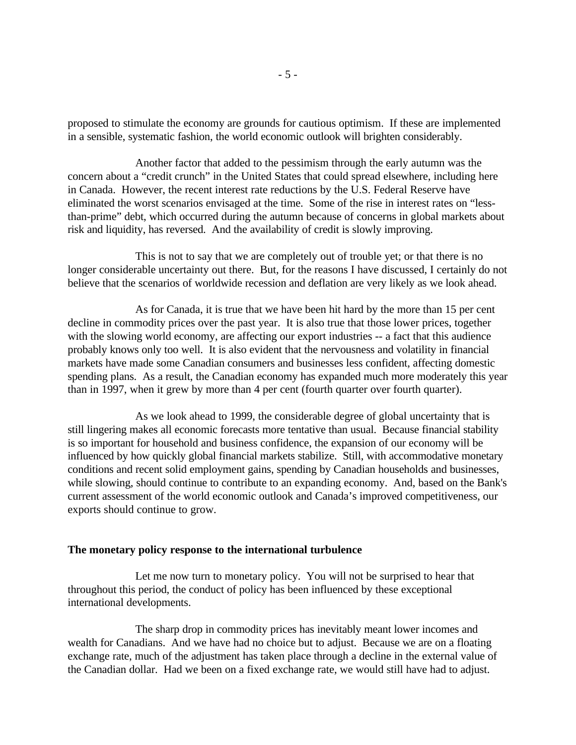proposed to stimulate the economy are grounds for cautious optimism. If these are implemented in a sensible, systematic fashion, the world economic outlook will brighten considerably.

Another factor that added to the pessimism through the early autumn was the concern about a "credit crunch" in the United States that could spread elsewhere, including here in Canada. However, the recent interest rate reductions by the U.S. Federal Reserve have eliminated the worst scenarios envisaged at the time. Some of the rise in interest rates on "less-than-prime" debt, which occurred during the autumn because of concerns in global markets about risk and liquidity, has reversed. And the availability of credit is slowly improving.

This is not to say that we are completely out of trouble yet; or that there is no longer considerable uncertainty out there. But, for the reasons I have discussed, I certainly do not believe that the scenarios of worldwide recession and deflation are very likely as we look ahead.

As for Canada, it is true that we have been hit hard by the more than 15 per cent decline in commodity prices over the past year. It is also true that those lower prices, together with the slowing world economy, are affecting our export industries -- a fact that this audience probably knows only too well. It is also evident that the nervousness and volatility in financial markets have made some Canadian consumers and businesses less confident, affecting domestic spending plans. As a result, the Canadian economy has expanded much more moderately this year than in 1997, when it grew by more than 4 per cent (fourth quarter over fourth quarter).

As we look ahead to 1999, the considerable degree of global uncertainty that is still lingering makes all economic forecasts more tentative than usual. Because financial stability is so important for household and business confidence, the expansion of our economy will be influenced by how quickly global financial markets stabilize. Still, with accommodative monetary conditions and recent solid employment gains, spending by Canadian households and businesses, while slowing, should continue to contribute to an expanding economy. And, based on the Bank's current assessment of the world economic outlook and Canada's improved competitiveness, our exports should continue to grow.

**The monetary policy response to the international turbulence**

Let me now turn to monetary policy. You will not be surprised to hear that throughout this period, the conduct of policy has been influenced by these exceptional international developments.

The sharp drop in commodity prices has inevitably meant lower incomes and wealth for Canadians. And we have had no choice but to adjust. Because we are on a floating exchange rate, much of the adjustment has taken place through a decline in the external value of the Canadian dollar. Had we been on a fixed exchange rate, we would still have had to adjust.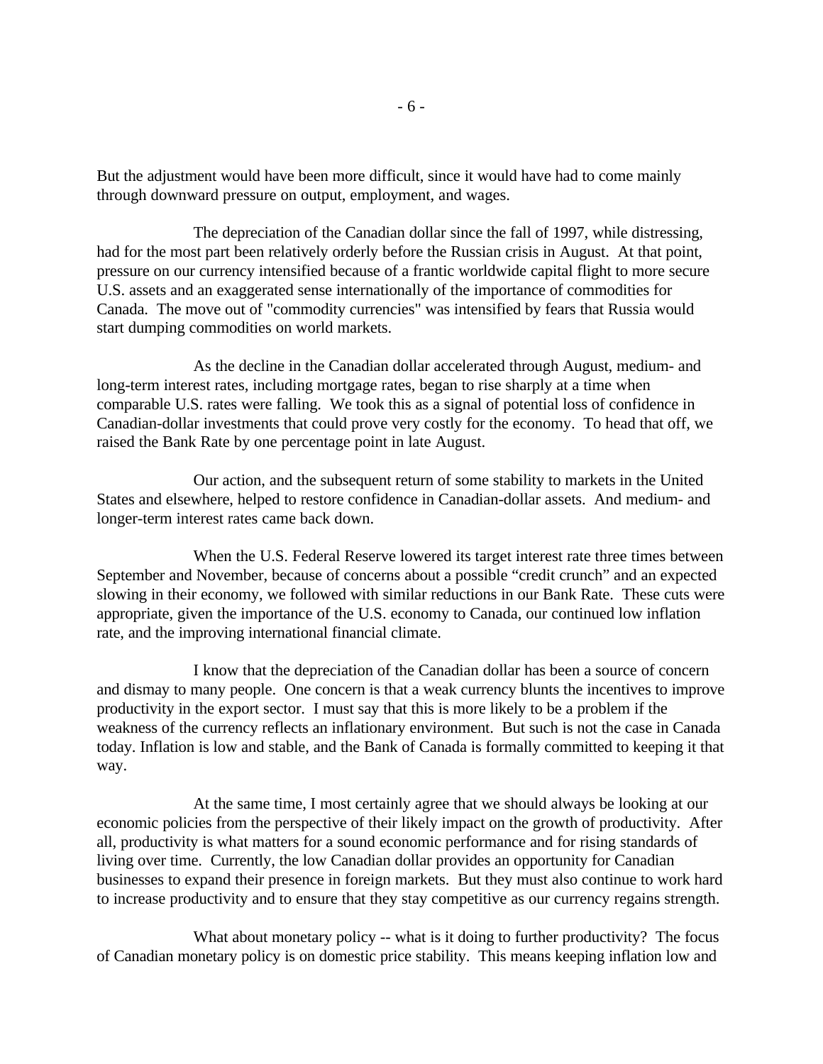But the adjustment would have been more difficult, since it would have had to come mainly through downward pressure on output, employment, and wages.

The depreciation of the Canadian dollar since the fall of 1997, while distressing, had for the most part been relatively orderly before the Russian crisis in August. At that point, pressure on our currency intensified because of a frantic worldwide capital flight to more secure U.S. assets and an exaggerated sense internationally of the importance of commodities for Canada. The move out of "commodity currencies" was intensified by fears that Russia would start dumping commodities on world markets.

As the decline in the Canadian dollar accelerated through August, medium- and long-term interest rates, including mortgage rates, began to rise sharply at a time when comparable U.S. rates were falling. We took this as a signal of potential loss of confidence in Canadian-dollar investments that could prove very costly for the economy. To head that off, we raised the Bank Rate by one percentage point in late August.

Our action, and the subsequent return of some stability to markets in the United States and elsewhere, helped to restore confidence in Canadian-dollar assets. And medium- and longer-term interest rates came back down.

When the U.S. Federal Reserve lowered its target interest rate three times between September and November, because of concerns about a possible "credit crunch" and an expected slowing in their economy, we followed with similar reductions in our Bank Rate. These cuts were appropriate, given the importance of the U.S. economy to Canada, our continued low inflation rate, and the improving international financial climate.

I know that the depreciation of the Canadian dollar has been a source of concern and dismay to many people. One concern is that a weak currency blunts the incentives to improve productivity in the export sector. I must say that this is more likely to be a problem if the weakness of the currency reflects an inflationary environment. But such is not the case in Canada today. Inflation is low and stable, and the Bank of Canada is formally committed to keeping it that way.

At the same time, I most certainly agree that we should always be looking at our economic policies from the perspective of their likely impact on the growth of productivity. After all, productivity is what matters for a sound economic performance and for rising standards of living over time. Currently, the low Canadian dollar provides an opportunity for Canadian businesses to expand their presence in foreign markets. But they must also continue to work hard to increase productivity and to ensure that they stay competitive as our currency regains strength.

What about monetary policy -- what is it doing to further productivity? The focus of Canadian monetary policy is on domestic price stability. This means keeping inflation low and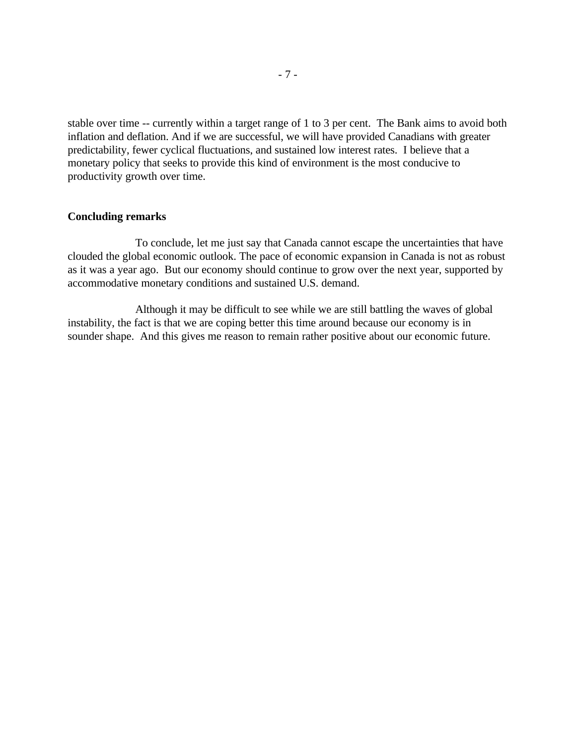stable over time -- currently within a target range of 1 to 3 per cent. The Bank aims to avoid both inflation and deflation. And if we are successful, we will have provided Canadians with greater predictability, fewer cyclical fluctuations, and sustained low interest rates. I believe that a monetary policy that seeks to provide this kind of environment is the most conducive to productivity growth over time.

**Concluding remarks**

To conclude, let me just say that Canada cannot escape the uncertainties that have clouded the global economic outlook. The pace of economic expansion in Canada is not as robust as it was a year ago. But our economy should continue to grow over the next year, supported by accommodative monetary conditions and sustained U.S. demand.

Although it may be difficult to see while we are still battling the waves of global instability, the fact is that we are coping better this time around because our economy is in sounder shape. And this gives me reason to remain rather positive about our economic future.